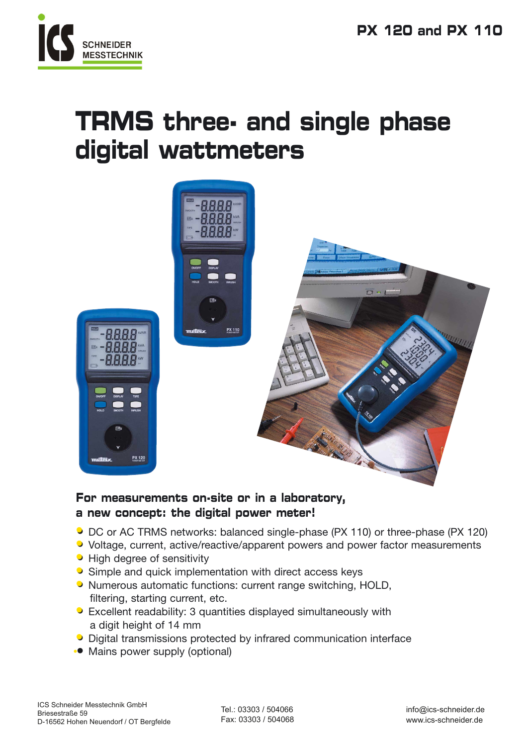ICS SCHNEIDER MESSTECHNIK

**PX 120 and PX 110**

# TRMS three- and single phase digital wattmeters

**For measurements on-site or in a laboratory, a new concept: the digital power meter!**

- DC or AC TRMS networks: balanced single-phase (PX 110) or three-phase (PX 120)
- Voltage, current, active/reactive/apparent powers and power factor measurements
- High degree of sensitivity
- Simple and quick implementation with direct access keys
- Numerous automatic functions: current range switching, HOLD, filtering, starting current, etc.
- Excellent readability: 3 quantities displayed simultaneously with a digit height of 14 mm
- Digital transmissions protected by infrared communication interface
- Mains power supply (optional)

ICS Schneider Messtechnik GmbH
Briesestraße 59
D-16562 Hohen Neuendorf / OT Bergfelde

Tel.: 03303 / 504066
Fax: 03303 / 504068

info@ics-schneider.de
www.ics-schneider.de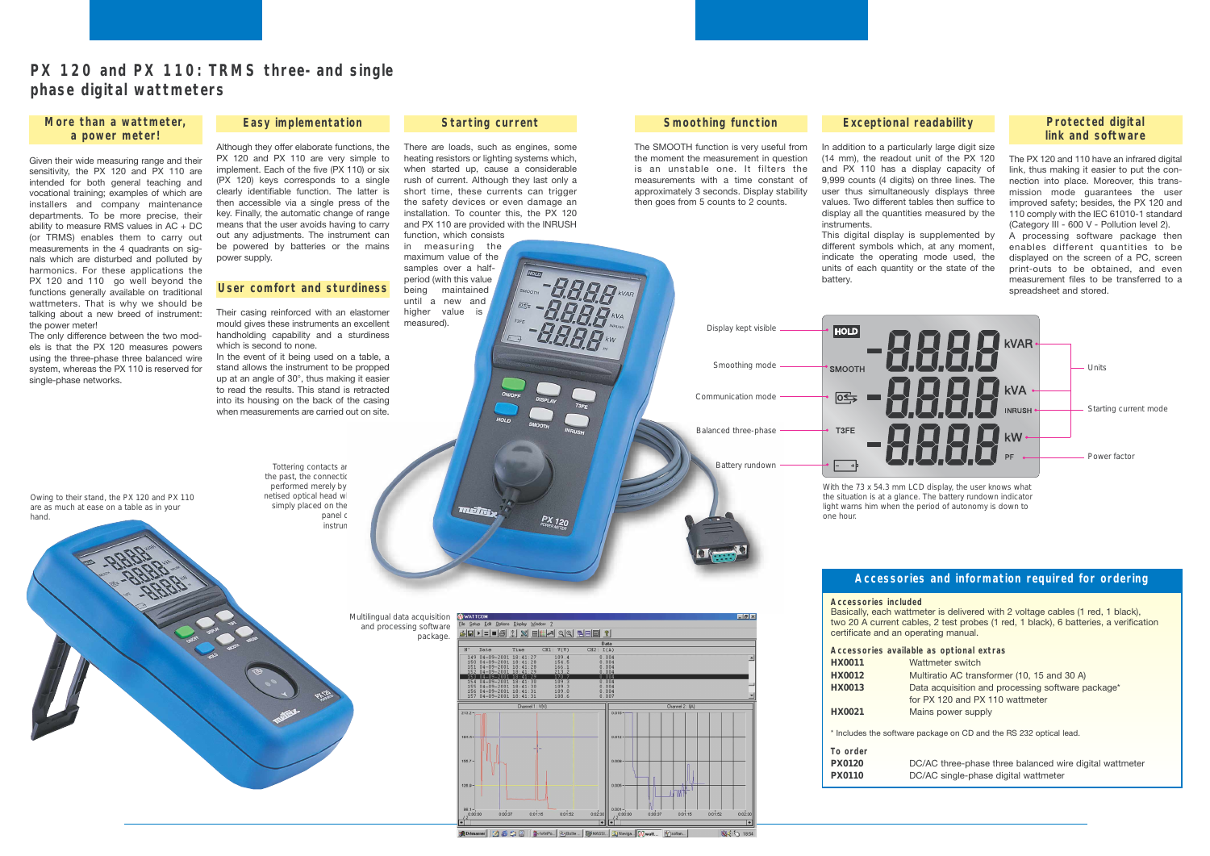# PX 120 and PX 110: TRMS three- and single phase digital wattmeters

## More than a wattmeter, a power meter!

Given their wide measuring range and their sensitivity, the PX 120 and PX 110 are intended for both general teaching and vocational training; examples of which are installers and company maintenance departments. To be more precise, their ability to measure RMS values in AC + DC (or TRMS) enables them to carry out measurements in the 4 quadrants on signals which are disturbed and polluted by harmonics. For these applications the PX 120 and 110 go well beyond the functions generally available on traditional wattmeters. That is why we should be talking about a new breed of instrument: the power meter!

The only difference between the two models is that the PX 120 measures powers using the three-phase three balanced wire system, whereas the PX 110 is reserved for single-phase networks.

## Easy implementation

Although they offer elaborate functions, the PX 120 and PX 110 are very simple to implement. Each of the five (PX 110) or six (PX 120) keys corresponds to a single clearly identifiable function. The latter is then accessible via a single press of the key. Finally, the automatic change of range means that the user avoids having to carry out any adjustments. The instrument can be powered by batteries or the mains power supply.

## User comfort and sturdiness

Their casing reinforced with an elastomer mould gives these instruments an excellent handholding capability and a sturdiness which is second to none.

In the event of it being used on a table, a stand allows the instrument to be propped up at an angle of 30°, thus making it easier to read the results. This stand is retracted into its housing on the back of the casing when measurements are carried out on site.

## Starting current

There are loads, such as engines, some heating resistors or lighting systems which, when started up, cause a considerable rush of current. Although they last only a short time, these currents can trigger the safety devices or even damage an installation. To counter this, the PX 120 and PX 110 are provided with the INRUSH function, which consists in measuring the maximum value of the samples over a half-period (with this value being maintained until a new and higher value is measured).

## Smoothing function

The SMOOTH function is very useful from the moment the measurement in question is an unstable one. It filters the measurements with a time constant of approximately 3 seconds. Display stability then goes from 5 counts to 2 counts.

## Exceptional readability

In addition to a particularly large digit size (14 mm), the readout unit of the PX 120 and PX 110 has a display capacity of 9,999 counts (4 digits) on three lines. The user thus simultaneously displays three values. Two different tables then suffice to display all the quantities measured by the instruments.

This digital display is supplemented by different symbols which, at any moment, indicate the operating mode used, the units of each quantity or the state of the battery.

## Protected digital link and software

The PX 120 and 110 have an infrared digital link, thus making it easier to put the connection into place. Moreover, this transmission mode guarantees the user improved safety; besides, the PX 120 and 110 comply with the IEC 61010-1 standard (Category III - 600 V - Pollution level 2).

A processing software package then enables different quantities to be displayed on the screen of a PC, screen print-outs to be obtained, and even measurement files to be transferred to a spreadsheet and stored.

Display kept visible · Smoothing mode · Communication mode · Balanced three-phase · Battery rundown · Units · Starting current mode · Power factor

With the 73 x 54.3 mm LCD display, the user knows what the situation is at a glance. The battery rundown indicator light warns him when the period of autonomy is down to one hour.

Tottering contacts ar... the past, the connectic... performed merely by ...netised optical head w... simply placed on the ... panel c... instrun...

Owing to their stand, the PX 120 and PX 110 are as much at ease on a table as in your hand.

Multilingual data acquisition and processing software package.

## Accessories and information required for ordering

**Accessories included**

Basically, each wattmeter is delivered with 2 voltage cables (1 red, 1 black), two 20 A current cables, 2 test probes (1 red, 1 black), 6 batteries, a verification certificate and an operating manual.

**Accessories available as optional extras**

| | |
|---|---|
| **HX0011** | Wattmeter switch |
| **HX0012** | Multiratio AC transformer (10, 15 and 30 A) |
| **HX0013** | Data acquisition and processing software package* for PX 120 and PX 110 wattmeter |
| **HX0021** | Mains power supply |

\* Includes the software package on CD and the RS 232 optical lead.

**To order**

| | |
|---|---|
| **PX0120** | DC/AC three-phase three balanced wire digital wattmeter |
| **PX0110** | DC/AC single-phase digital wattmeter |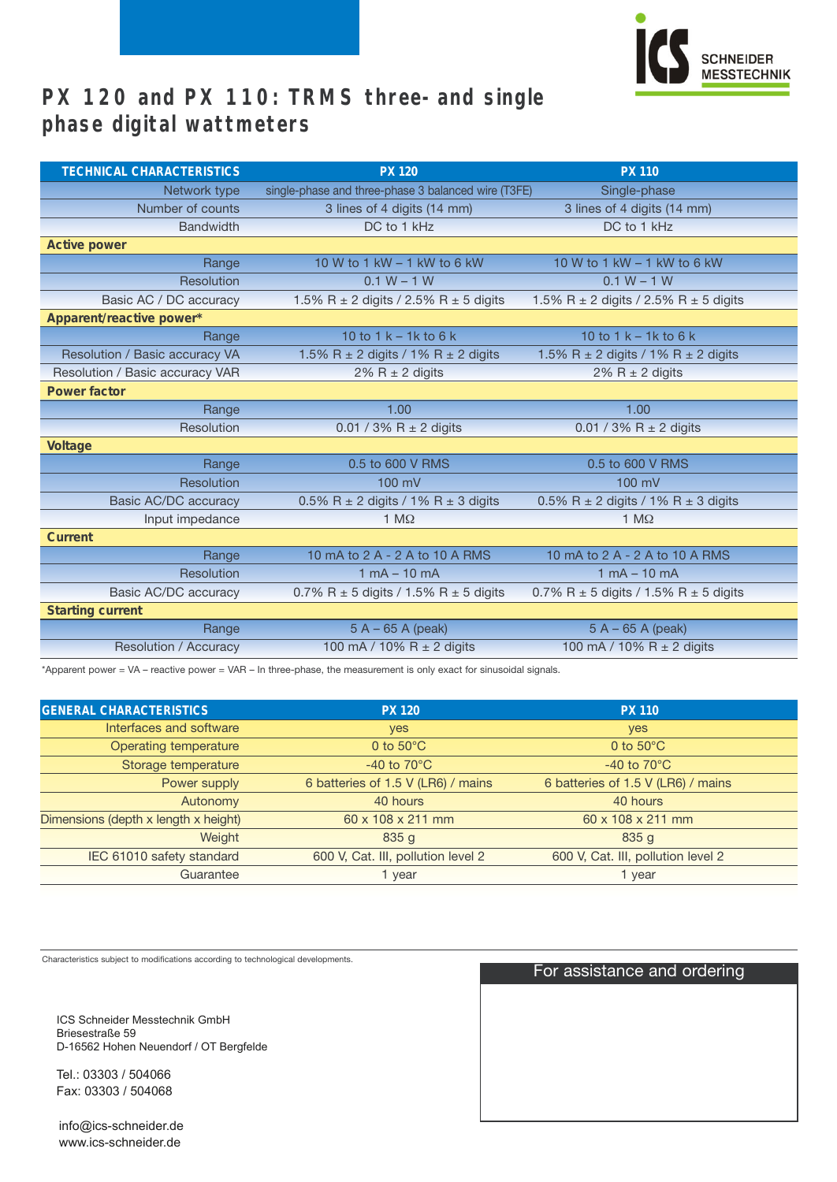# PX 120 and PX 110: TRMS three- and single phase digital wattmeters

| TECHNICAL CHARACTERISTICS | PX 120 | PX 110 |
|---|---|---|
| Network type | single-phase and three-phase 3 balanced wire (T3FE) | Single-phase |
| Number of counts | 3 lines of 4 digits (14 mm) | 3 lines of 4 digits (14 mm) |
| Bandwidth | DC to 1 kHz | DC to 1 kHz |
| **Active power** | | |
| Range | 10 W to 1 kW – 1 kW to 6 kW | 10 W to 1 kW – 1 kW to 6 kW |
| Resolution | 0.1 W – 1 W | 0.1 W – 1 W |
| Basic AC / DC accuracy | 1.5% R ± 2 digits / 2.5% R ± 5 digits | 1.5% R ± 2 digits / 2.5% R ± 5 digits |
| **Apparent/reactive power*** | | |
| Range | 10 to 1 k – 1k to 6 k | 10 to 1 k – 1k to 6 k |
| Resolution / Basic accuracy VA | 1.5% R ± 2 digits / 1% R ± 2 digits | 1.5% R ± 2 digits / 1% R ± 2 digits |
| Resolution / Basic accuracy VAR | 2% R ± 2 digits | 2% R ± 2 digits |
| **Power factor** | | |
| Range | 1.00 | 1.00 |
| Resolution | 0.01 / 3% R ± 2 digits | 0.01 / 3% R ± 2 digits |
| **Voltage** | | |
| Range | 0.5 to 600 V RMS | 0.5 to 600 V RMS |
| Resolution | 100 mV | 100 mV |
| Basic AC/DC accuracy | 0.5% R ± 2 digits / 1% R ± 3 digits | 0.5% R ± 2 digits / 1% R ± 3 digits |
| Input impedance | 1 MΩ | 1 MΩ |
| **Current** | | |
| Range | 10 mA to 2 A - 2 A to 10 A RMS | 10 mA to 2 A - 2 A to 10 A RMS |
| Resolution | 1 mA – 10 mA | 1 mA – 10 mA |
| Basic AC/DC accuracy | 0.7% R ± 5 digits / 1.5% R ± 5 digits | 0.7% R ± 5 digits / 1.5% R ± 5 digits |
| **Starting current** | | |
| Range | 5 A – 65 A (peak) | 5 A – 65 A (peak) |
| Resolution / Accuracy | 100 mA / 10% R ± 2 digits | 100 mA / 10% R ± 2 digits |

*Apparent power = VA – reactive power = VAR – In three-phase, the measurement is only exact for sinusoidal signals.

| GENERAL CHARACTERISTICS | PX 120 | PX 110 |
|---|---|---|
| Interfaces and software | yes | yes |
| Operating temperature | 0 to 50°C | 0 to 50°C |
| Storage temperature | -40 to 70°C | -40 to 70°C |
| Power supply | 6 batteries of 1.5 V (LR6) / mains | 6 batteries of 1.5 V (LR6) / mains |
| Autonomy | 40 hours | 40 hours |
| Dimensions (depth x length x height) | 60 x 108 x 211 mm | 60 x 108 x 211 mm |
| Weight | 835 g | 835 g |
| IEC 61010 safety standard | 600 V, Cat. III, pollution level 2 | 600 V, Cat. III, pollution level 2 |
| Guarantee | 1 year | 1 year |

Characteristics subject to modifications according to technological developments.

ICS Schneider Messtechnik GmbH
Briesestraße 59
D-16562 Hohen Neuendorf / OT Bergfelde

Tel.: 03303 / 504066
Fax: 03303 / 504068

info@ics-schneider.de
www.ics-schneider.de

For assistance and ordering